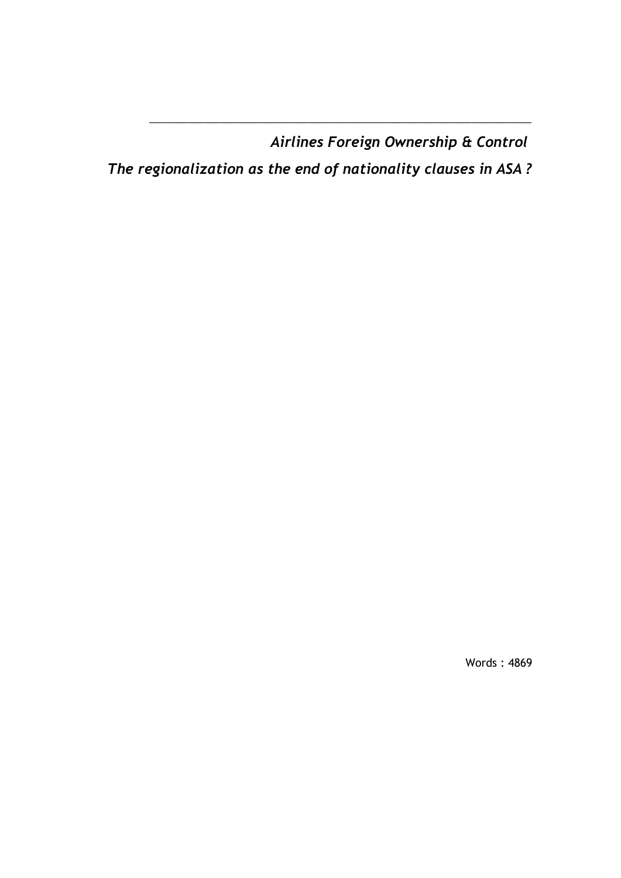---

*Airlines Foreign Ownership & Control*

*The regionalization as the end of nationality clauses in ASA ?*

Words : 4869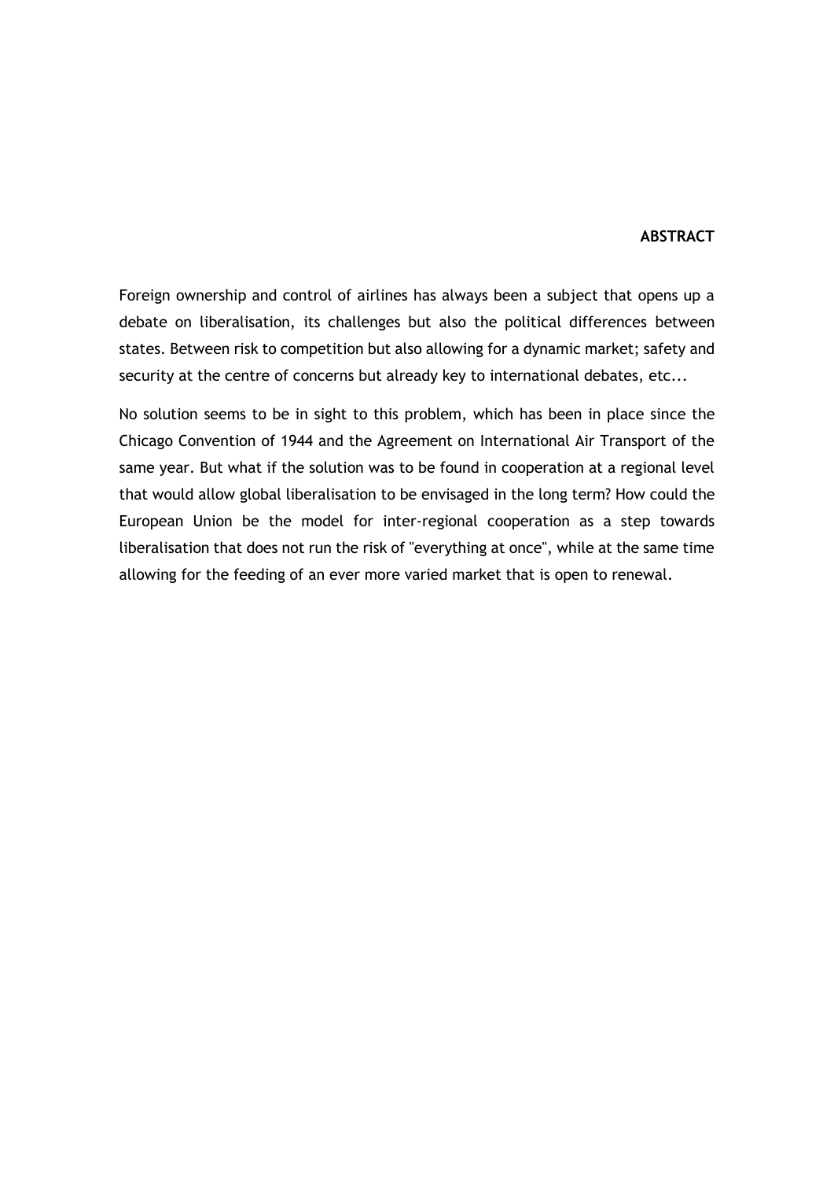## ABSTRACT

Foreign ownership and control of airlines has always been a subject that opens up a debate on liberalisation, its challenges but also the political differences between states. Between risk to competition but also allowing for a dynamic market; safety and security at the centre of concerns but already key to international debates, etc...

No solution seems to be in sight to this problem, which has been in place since the Chicago Convention of 1944 and the Agreement on International Air Transport of the same year. But what if the solution was to be found in cooperation at a regional level that would allow global liberalisation to be envisaged in the long term? How could the European Union be the model for inter-regional cooperation as a step towards liberalisation that does not run the risk of "everything at once", while at the same time allowing for the feeding of an ever more varied market that is open to renewal.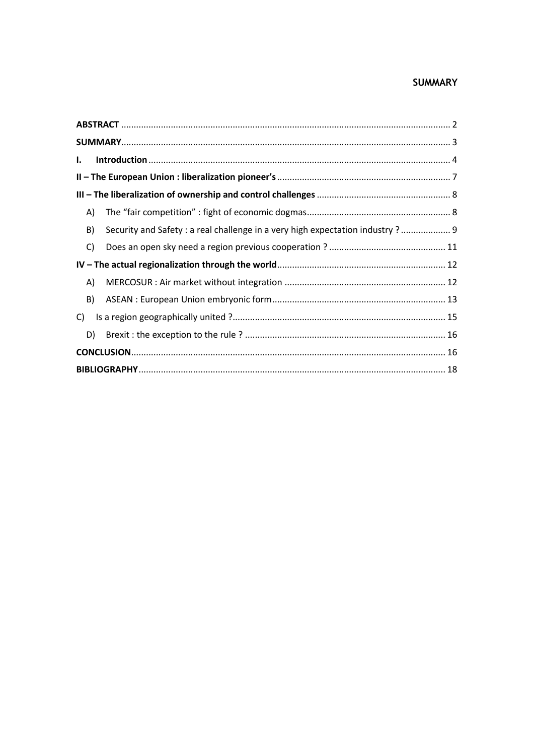## SUMMARY

| | |
|---|---|
| **ABSTRACT** | 2 |
| **SUMMARY** | 3 |
| **I. Introduction** | 4 |
| **II – The European Union : liberalization pioneer's** | 7 |
| **III – The liberalization of ownership and control challenges** | 8 |
| A) The "fair competition" : fight of economic dogmas | 8 |
| B) Security and Safety : a real challenge in a very high expectation industry ? | 9 |
| C) Does an open sky need a region previous cooperation ? | 11 |
| **IV – The actual regionalization through the world** | 12 |
| A) MERCOSUR : Air market without integration | 12 |
| B) ASEAN : European Union embryonic form | 13 |
| C) Is a region geographically united ? | 15 |
| D) Brexit : the exception to the rule ? | 16 |
| **CONCLUSION** | 16 |
| **BIBLIOGRAPHY** | 18 |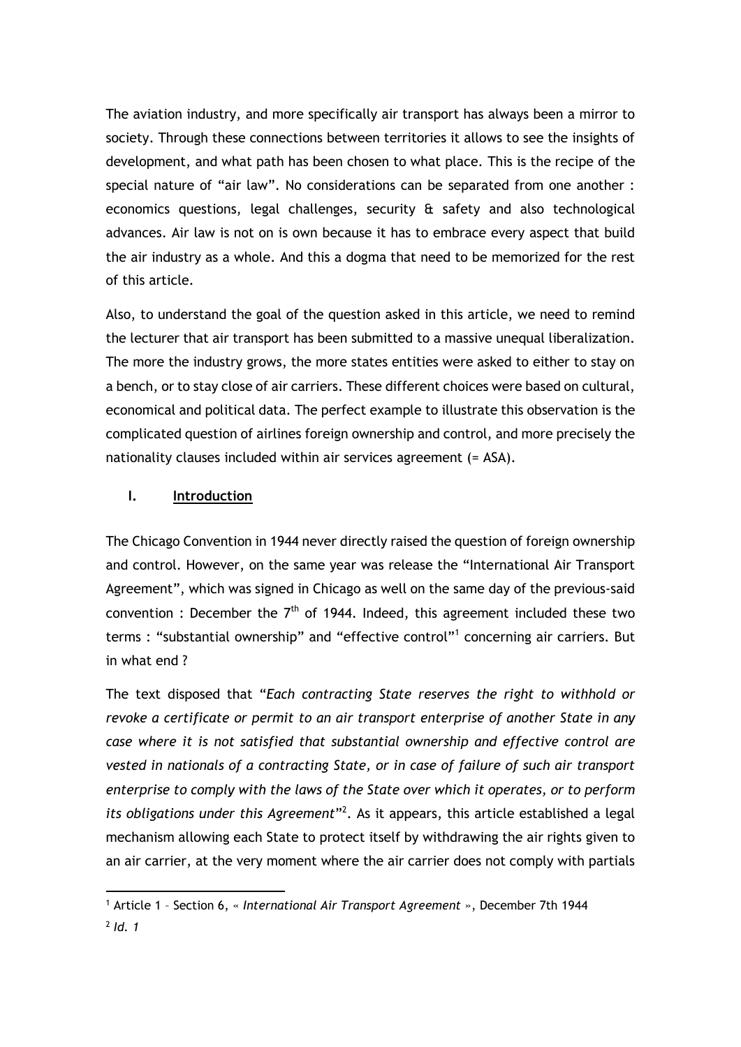The aviation industry, and more specifically air transport has always been a mirror to society. Through these connections between territories it allows to see the insights of development, and what path has been chosen to what place. This is the recipe of the special nature of "air law". No considerations can be separated from one another : economics questions, legal challenges, security & safety and also technological advances. Air law is not on is own because it has to embrace every aspect that build the air industry as a whole. And this a dogma that need to be memorized for the rest of this article.

Also, to understand the goal of the question asked in this article, we need to remind the lecturer that air transport has been submitted to a massive unequal liberalization. The more the industry grows, the more states entities were asked to either to stay on a bench, or to stay close of air carriers. These different choices were based on cultural, economical and political data. The perfect example to illustrate this observation is the complicated question of airlines foreign ownership and control, and more precisely the nationality clauses included within air services agreement (= ASA).

## I. Introduction

The Chicago Convention in 1944 never directly raised the question of foreign ownership and control. However, on the same year was release the "International Air Transport Agreement", which was signed in Chicago as well on the same day of the previous-said convention : December the 7th of 1944. Indeed, this agreement included these two terms : "substantial ownership" and "effective control"[1] concerning air carriers. But in what end ?

The text disposed that "*Each contracting State reserves the right to withhold or revoke a certificate or permit to an air transport enterprise of another State in any case where it is not satisfied that substantial ownership and effective control are vested in nationals of a contracting State, or in case of failure of such air transport enterprise to comply with the laws of the State over which it operates, or to perform its obligations under this Agreement*"[2]. As it appears, this article established a legal mechanism allowing each State to protect itself by withdrawing the air rights given to an air carrier, at the very moment where the air carrier does not comply with partials

---

[1] Article 1 – Section 6, « *International Air Transport Agreement* », December 7th 1944

[2] *Id. 1*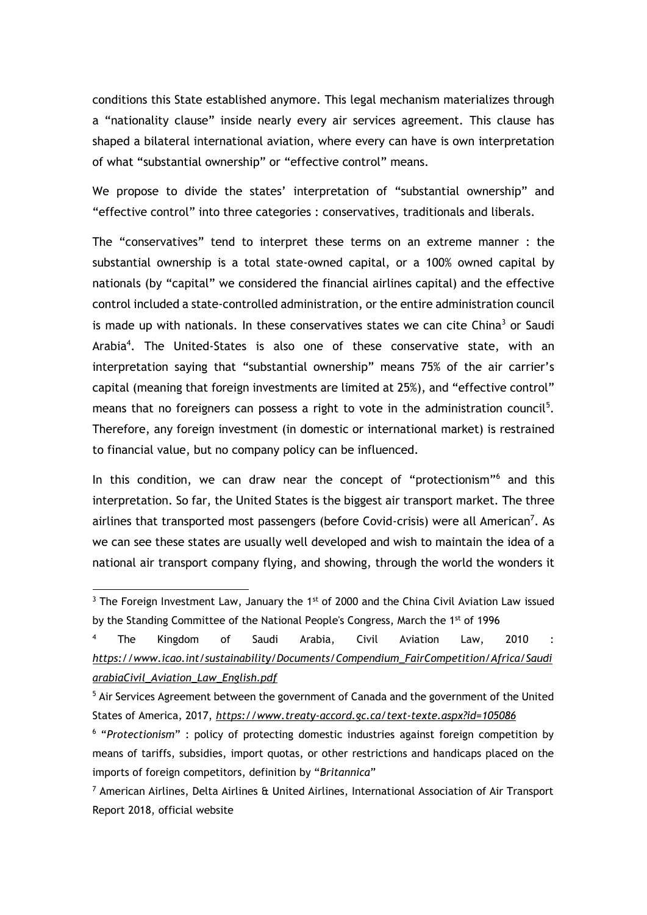conditions this State established anymore. This legal mechanism materializes through a "nationality clause" inside nearly every air services agreement. This clause has shaped a bilateral international aviation, where every can have is own interpretation of what "substantial ownership" or "effective control" means.

We propose to divide the states' interpretation of "substantial ownership" and "effective control" into three categories : conservatives, traditionals and liberals.

The "conservatives" tend to interpret these terms on an extreme manner : the substantial ownership is a total state-owned capital, or a 100% owned capital by nationals (by "capital" we considered the financial airlines capital) and the effective control included a state-controlled administration, or the entire administration council is made up with nationals. In these conservatives states we can cite China[3] or Saudi Arabia[4]. The United-States is also one of these conservative state, with an interpretation saying that "substantial ownership" means 75% of the air carrier's capital (meaning that foreign investments are limited at 25%), and "effective control" means that no foreigners can possess a right to vote in the administration council[5]. Therefore, any foreign investment (in domestic or international market) is restrained to financial value, but no company policy can be influenced.

In this condition, we can draw near the concept of "protectionism"[6] and this interpretation. So far, the United States is the biggest air transport market. The three airlines that transported most passengers (before Covid-crisis) were all American[7]. As we can see these states are usually well developed and wish to maintain the idea of a national air transport company flying, and showing, through the world the wonders it

[3] The Foreign Investment Law, January the 1st of 2000 and the China Civil Aviation Law issued by the Standing Committee of the National People's Congress, March the 1st of 1996

[4] The Kingdom of Saudi Arabia, Civil Aviation Law, 2010 : *https://www.icao.int/sustainability/Documents/Compendium_FairCompetition/Africa/SaudiarabiaCivil_Aviation_Law_English.pdf*

[5] Air Services Agreement between the government of Canada and the government of the United States of America, 2017, *https://www.treaty-accord.gc.ca/text-texte.aspx?id=105086*

[6] "*Protectionism*" : policy of protecting domestic industries against foreign competition by means of tariffs, subsidies, import quotas, or other restrictions and handicaps placed on the imports of foreign competitors, definition by "*Britannica*"

[7] American Airlines, Delta Airlines & United Airlines, International Association of Air Transport Report 2018, official website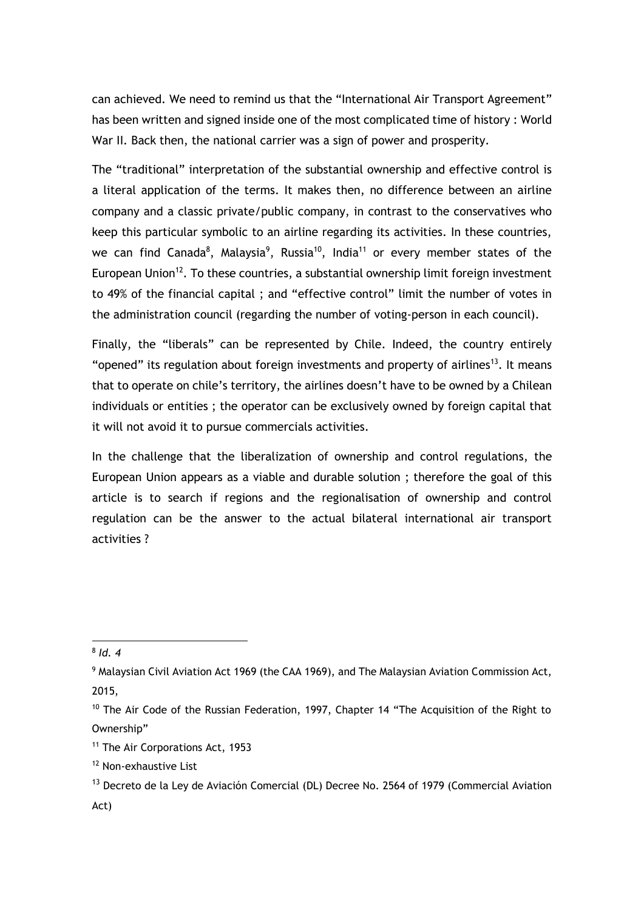can achieved. We need to remind us that the "International Air Transport Agreement" has been written and signed inside one of the most complicated time of history : World War II. Back then, the national carrier was a sign of power and prosperity.

The "traditional" interpretation of the substantial ownership and effective control is a literal application of the terms. It makes then, no difference between an airline company and a classic private/public company, in contrast to the conservatives who keep this particular symbolic to an airline regarding its activities. In these countries, we can find Canada[8], Malaysia[9], Russia[10], India[11] or every member states of the European Union[12]. To these countries, a substantial ownership limit foreign investment to 49% of the financial capital ; and "effective control" limit the number of votes in the administration council (regarding the number of voting-person in each council).

Finally, the "liberals" can be represented by Chile. Indeed, the country entirely "opened" its regulation about foreign investments and property of airlines[13]. It means that to operate on chile's territory, the airlines doesn't have to be owned by a Chilean individuals or entities ; the operator can be exclusively owned by foreign capital that it will not avoid it to pursue commercials activities.

In the challenge that the liberalization of ownership and control regulations, the European Union appears as a viable and durable solution ; therefore the goal of this article is to search if regions and the regionalisation of ownership and control regulation can be the answer to the actual bilateral international air transport activities ?

---

[8] *Id. 4*

[9] Malaysian Civil Aviation Act 1969 (the CAA 1969), and The Malaysian Aviation Commission Act, 2015,

[10] The Air Code of the Russian Federation, 1997, Chapter 14 "The Acquisition of the Right to Ownership"

[11] The Air Corporations Act, 1953

[12] Non-exhaustive List

[13] Decreto de la Ley de Aviación Comercial (DL) Decree No. 2564 of 1979 (Commercial Aviation Act)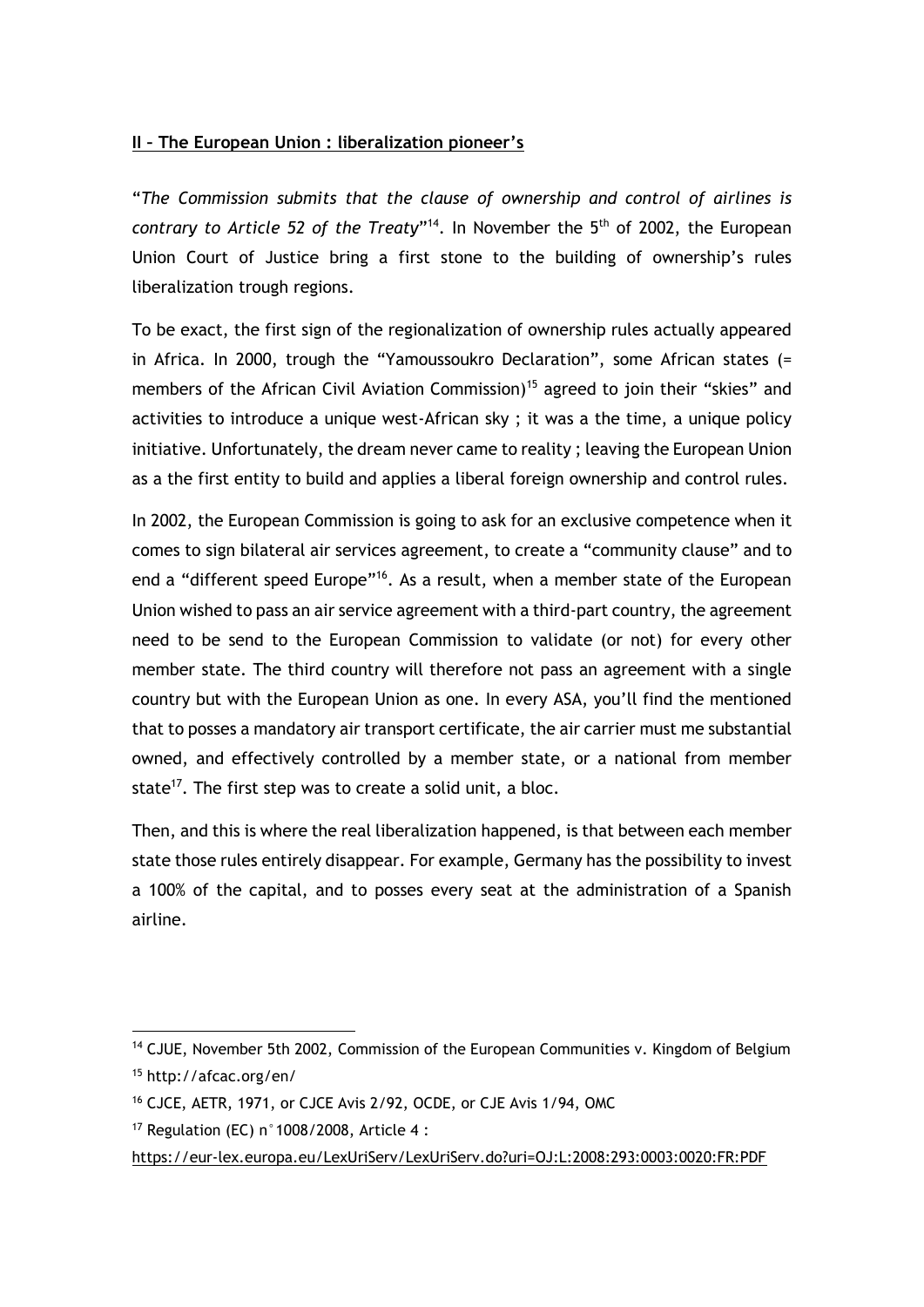## **II – The European Union : liberalization pioneer's**

"*The Commission submits that the clause of ownership and control of airlines is contrary to Article 52 of the Treaty*"[14]. In November the 5th of 2002, the European Union Court of Justice bring a first stone to the building of ownership's rules liberalization trough regions.

To be exact, the first sign of the regionalization of ownership rules actually appeared in Africa. In 2000, trough the "Yamoussoukro Declaration", some African states (= members of the African Civil Aviation Commission)[15] agreed to join their "skies" and activities to introduce a unique west-African sky ; it was a the time, a unique policy initiative. Unfortunately, the dream never came to reality ; leaving the European Union as a the first entity to build and applies a liberal foreign ownership and control rules.

In 2002, the European Commission is going to ask for an exclusive competence when it comes to sign bilateral air services agreement, to create a "community clause" and to end a "different speed Europe"[16]. As a result, when a member state of the European Union wished to pass an air service agreement with a third-part country, the agreement need to be send to the European Commission to validate (or not) for every other member state. The third country will therefore not pass an agreement with a single country but with the European Union as one. In every ASA, you'll find the mentioned that to posses a mandatory air transport certificate, the air carrier must me substantial owned, and effectively controlled by a member state, or a national from member state[17]. The first step was to create a solid unit, a bloc.

Then, and this is where the real liberalization happened, is that between each member state those rules entirely disappear. For example, Germany has the possibility to invest a 100% of the capital, and to posses every seat at the administration of a Spanish airline.

---

[14] CJUE, November 5th 2002, Commission of the European Communities v. Kingdom of Belgium

[15] http://afcac.org/en/

[16] CJCE, AETR, 1971, or CJCE Avis 2/92, OCDE, or CJE Avis 1/94, OMC

[17] Regulation (EC) n°1008/2008, Article 4 : https://eur-lex.europa.eu/LexUriServ/LexUriServ.do?uri=OJ:L:2008:293:0003:0020:FR:PDF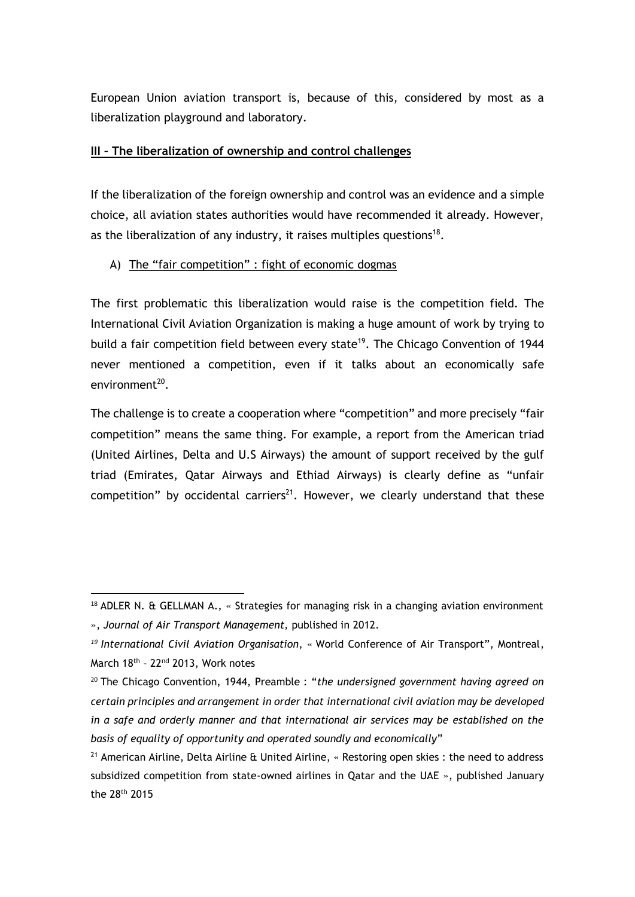European Union aviation transport is, because of this, considered by most as a liberalization playground and laboratory.

## **III – The liberalization of ownership and control challenges**

If the liberalization of the foreign ownership and control was an evidence and a simple choice, all aviation states authorities would have recommended it already. However, as the liberalization of any industry, it raises multiples questions[18].

### A) The "fair competition" : fight of economic dogmas

The first problematic this liberalization would raise is the competition field. The International Civil Aviation Organization is making a huge amount of work by trying to build a fair competition field between every state[19]. The Chicago Convention of 1944 never mentioned a competition, even if it talks about an economically safe environment[20].

The challenge is to create a cooperation where "competition" and more precisely "fair competition" means the same thing. For example, a report from the American triad (United Airlines, Delta and U.S Airways) the amount of support received by the gulf triad (Emirates, Qatar Airways and Ethiad Airways) is clearly define as "unfair competition" by occidental carriers[21]. However, we clearly understand that these

---

[18] ADLER N. & GELLMAN A., « Strategies for managing risk in a changing aviation environment », *Journal of Air Transport Management*, published in 2012.

[19] *International Civil Aviation Organisation*, « World Conference of Air Transport", Montreal, March 18th – 22nd 2013, Work notes

[20] The Chicago Convention, 1944, Preamble : "*the undersigned government having agreed on certain principles and arrangement in order that international civil aviation may be developed in a safe and orderly manner and that international air services may be established on the basis of equality of opportunity and operated soundly and economically*"

[21] American Airline, Delta Airline & United Airline, « Restoring open skies : the need to address subsidized competition from state-owned airlines in Qatar and the UAE », published January the 28th 2015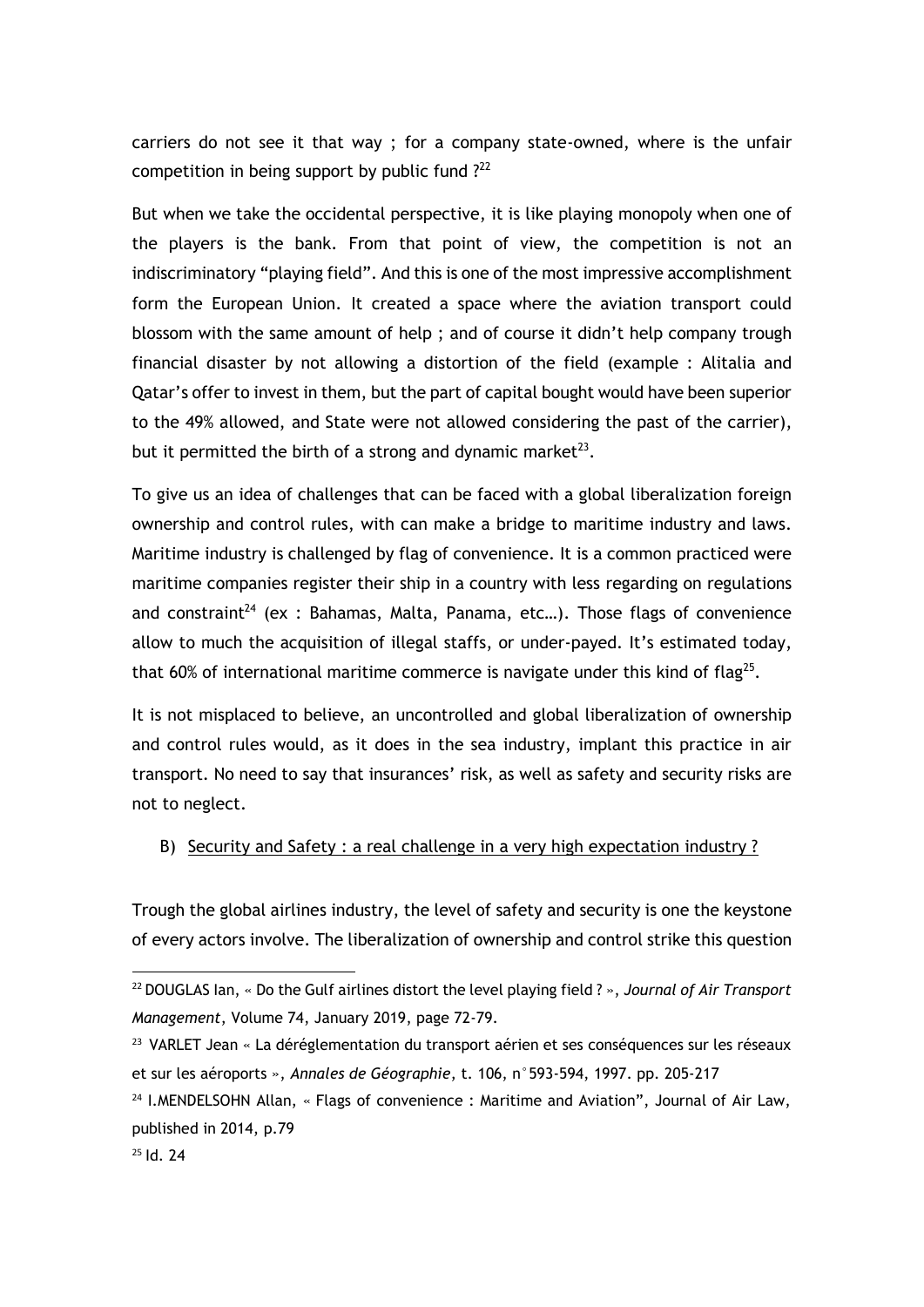carriers do not see it that way ; for a company state-owned, where is the unfair competition in being support by public fund ?[22]

But when we take the occidental perspective, it is like playing monopoly when one of the players is the bank. From that point of view, the competition is not an indiscriminatory "playing field". And this is one of the most impressive accomplishment form the European Union. It created a space where the aviation transport could blossom with the same amount of help ; and of course it didn't help company trough financial disaster by not allowing a distortion of the field (example : Alitalia and Qatar's offer to invest in them, but the part of capital bought would have been superior to the 49% allowed, and State were not allowed considering the past of the carrier), but it permitted the birth of a strong and dynamic market[23].

To give us an idea of challenges that can be faced with a global liberalization foreign ownership and control rules, with can make a bridge to maritime industry and laws. Maritime industry is challenged by flag of convenience. It is a common practiced were maritime companies register their ship in a country with less regarding on regulations and constraint[24] (ex : Bahamas, Malta, Panama, etc…). Those flags of convenience allow to much the acquisition of illegal staffs, or under-payed. It's estimated today, that 60% of international maritime commerce is navigate under this kind of flag[25].

It is not misplaced to believe, an uncontrolled and global liberalization of ownership and control rules would, as it does in the sea industry, implant this practice in air transport. No need to say that insurances' risk, as well as safety and security risks are not to neglect.

### B) Security and Safety : a real challenge in a very high expectation industry ?

Trough the global airlines industry, the level of safety and security is one the keystone of every actors involve. The liberalization of ownership and control strike this question

---

[22] DOUGLAS Ian, « Do the Gulf airlines distort the level playing field ? », *Journal of Air Transport Management*, Volume 74, January 2019, page 72-79.

[23] VARLET Jean « La déréglementation du transport aérien et ses conséquences sur les réseaux et sur les aéroports », *Annales de Géographie*, t. 106, n°593-594, 1997. pp. 205-217

[24] I.MENDELSOHN Allan, « Flags of convenience : Maritime and Aviation", Journal of Air Law, published in 2014, p.79

[25] Id. 24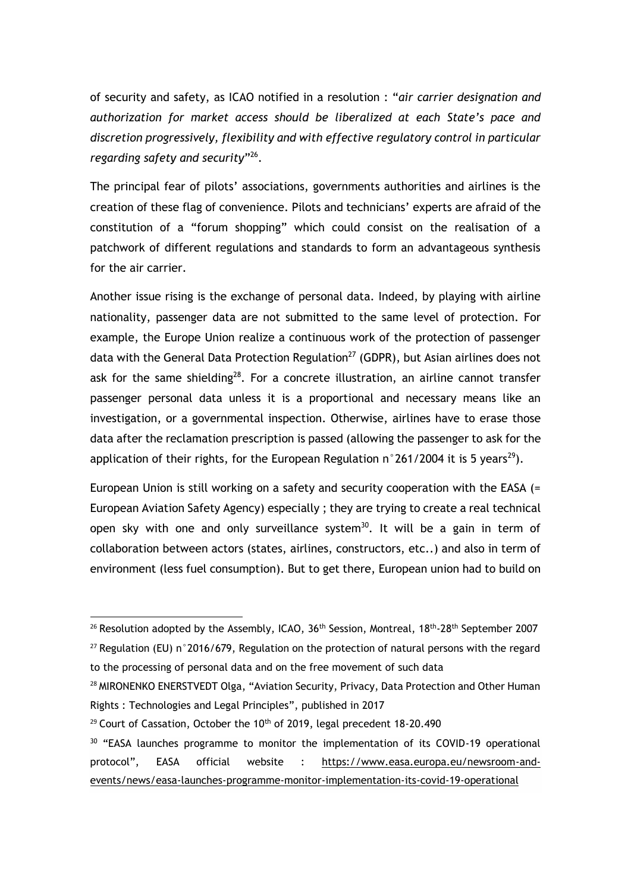of security and safety, as ICAO notified in a resolution : "*air carrier designation and authorization for market access should be liberalized at each State's pace and discretion progressively, flexibility and with effective regulatory control in particular regarding safety and security*"[26].

The principal fear of pilots' associations, governments authorities and airlines is the creation of these flag of convenience. Pilots and technicians' experts are afraid of the constitution of a "forum shopping" which could consist on the realisation of a patchwork of different regulations and standards to form an advantageous synthesis for the air carrier.

Another issue rising is the exchange of personal data. Indeed, by playing with airline nationality, passenger data are not submitted to the same level of protection. For example, the Europe Union realize a continuous work of the protection of passenger data with the General Data Protection Regulation[27] (GDPR), but Asian airlines does not ask for the same shielding[28]. For a concrete illustration, an airline cannot transfer passenger personal data unless it is a proportional and necessary means like an investigation, or a governmental inspection. Otherwise, airlines have to erase those data after the reclamation prescription is passed (allowing the passenger to ask for the application of their rights, for the European Regulation n°261/2004 it is 5 years[29]).

European Union is still working on a safety and security cooperation with the EASA (= European Aviation Safety Agency) especially ; they are trying to create a real technical open sky with one and only surveillance system[30]. It will be a gain in term of collaboration between actors (states, airlines, constructors, etc..) and also in term of environment (less fuel consumption). But to get there, European union had to build on

---

[26] Resolution adopted by the Assembly, ICAO, 36th Session, Montreal, 18th-28th September 2007

[27] Regulation (EU) n°2016/679, Regulation on the protection of natural persons with the regard to the processing of personal data and on the free movement of such data

[28] MIRONENKO ENERSTVEDT Olga, "Aviation Security, Privacy, Data Protection and Other Human Rights : Technologies and Legal Principles", published in 2017

[29] Court of Cassation, October the 10th of 2019, legal precedent 18-20.490

[30] "EASA launches programme to monitor the implementation of its COVID-19 operational protocol", EASA official website : https://www.easa.europa.eu/newsroom-and-events/news/easa-launches-programme-monitor-implementation-its-covid-19-operational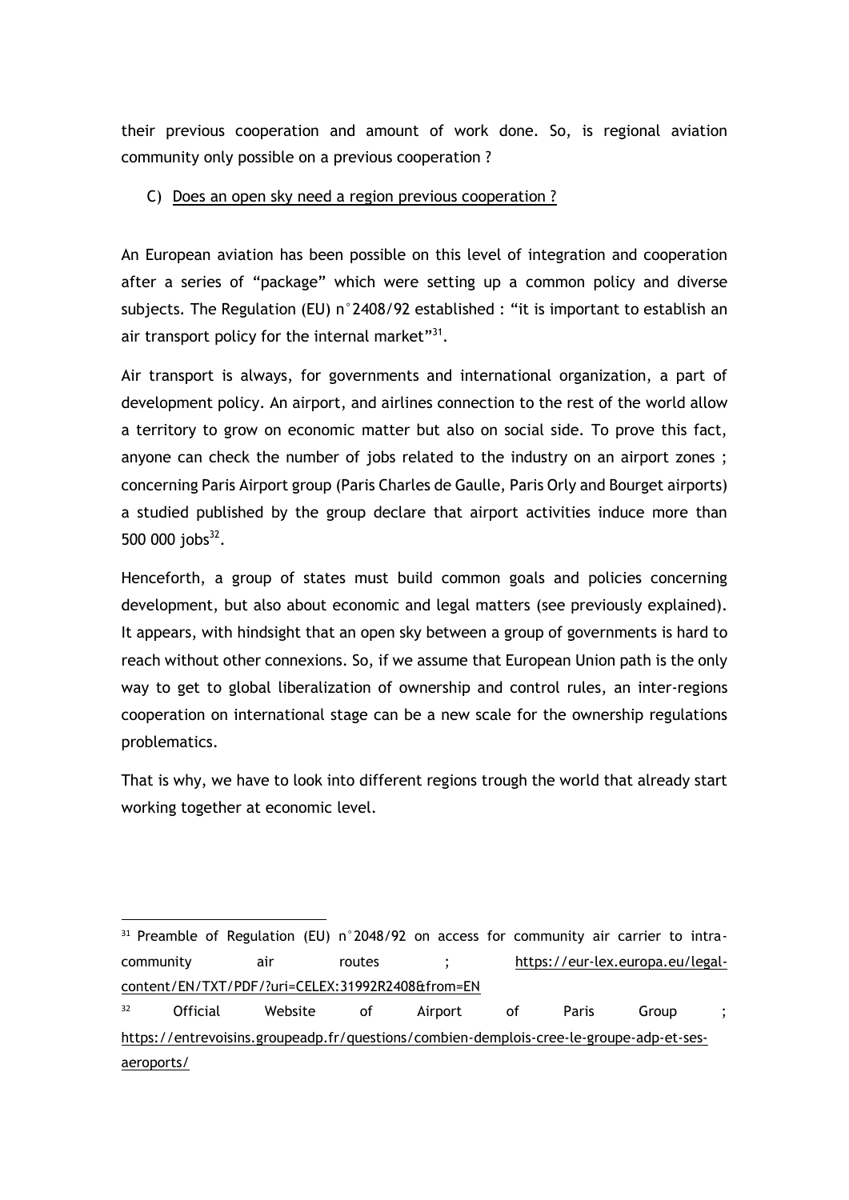their previous cooperation and amount of work done. So, is regional aviation community only possible on a previous cooperation ?

### C) Does an open sky need a region previous cooperation ?

An European aviation has been possible on this level of integration and cooperation after a series of "package" which were setting up a common policy and diverse subjects. The Regulation (EU) n°2408/92 established : "it is important to establish an air transport policy for the internal market"[31].

Air transport is always, for governments and international organization, a part of development policy. An airport, and airlines connection to the rest of the world allow a territory to grow on economic matter but also on social side. To prove this fact, anyone can check the number of jobs related to the industry on an airport zones ; concerning Paris Airport group (Paris Charles de Gaulle, Paris Orly and Bourget airports) a studied published by the group declare that airport activities induce more than 500 000 jobs[32].

Henceforth, a group of states must build common goals and policies concerning development, but also about economic and legal matters (see previously explained). It appears, with hindsight that an open sky between a group of governments is hard to reach without other connexions. So, if we assume that European Union path is the only way to get to global liberalization of ownership and control rules, an inter-regions cooperation on international stage can be a new scale for the ownership regulations problematics.

That is why, we have to look into different regions trough the world that already start working together at economic level.

---

[31] Preamble of Regulation (EU) n°2048/92 on access for community air carrier to intra-community air routes ; https://eur-lex.europa.eu/legal-content/EN/TXT/PDF/?uri=CELEX:31992R2408&from=EN

[32] Official Website of Airport of Paris Group ; https://entrevoisins.groupeadp.fr/questions/combien-demplois-cree-le-groupe-adp-et-ses-aeroports/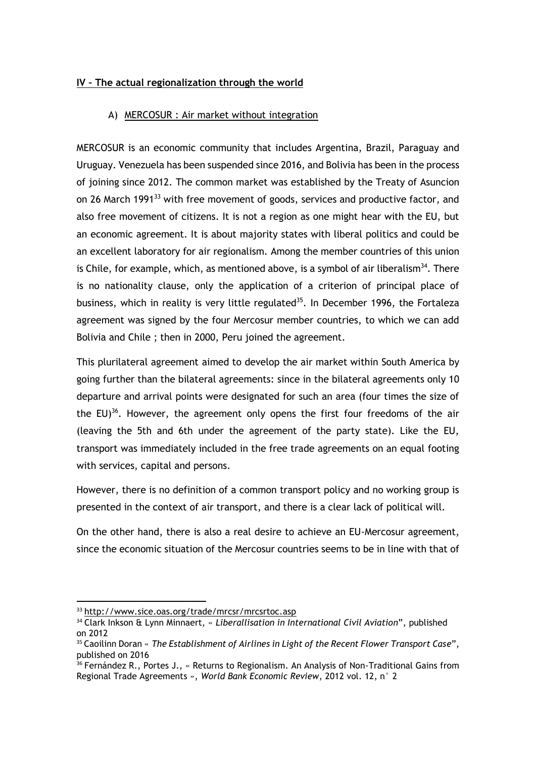## IV – The actual regionalization through the world

### A) MERCOSUR : Air market without integration

MERCOSUR is an economic community that includes Argentina, Brazil, Paraguay and Uruguay. Venezuela has been suspended since 2016, and Bolivia has been in the process of joining since 2012. The common market was established by the Treaty of Asuncion on 26 March 1991[33] with free movement of goods, services and productive factor, and also free movement of citizens. It is not a region as one might hear with the EU, but an economic agreement. It is about majority states with liberal politics and could be an excellent laboratory for air regionalism. Among the member countries of this union is Chile, for example, which, as mentioned above, is a symbol of air liberalism[34]. There is no nationality clause, only the application of a criterion of principal place of business, which in reality is very little regulated[35]. In December 1996, the Fortaleza agreement was signed by the four Mercosur member countries, to which we can add Bolivia and Chile ; then in 2000, Peru joined the agreement.

This plurilateral agreement aimed to develop the air market within South America by going further than the bilateral agreements: since in the bilateral agreements only 10 departure and arrival points were designated for such an area (four times the size of the EU)[36]. However, the agreement only opens the first four freedoms of the air (leaving the 5th and 6th under the agreement of the party state). Like the EU, transport was immediately included in the free trade agreements on an equal footing with services, capital and persons.

However, there is no definition of a common transport policy and no working group is presented in the context of air transport, and there is a clear lack of political will.

On the other hand, there is also a real desire to achieve an EU-Mercosur agreement, since the economic situation of the Mercosur countries seems to be in line with that of

---

[33] http://www.sice.oas.org/trade/mrcsr/mrcsrtoc.asp

[34] Clark Inkson & Lynn Minnaert, « *Liberallisation in International Civil Aviation*", published on 2012

[35] Caoilinn Doran « *The Establishment of Airlines in Light of the Recent Flower Transport Case*", published on 2016

[36] Fernández R., Portes J., « Returns to Regionalism. An Analysis of Non-Traditional Gains from Regional Trade Agreements », *World Bank Economic Review*, 2012 vol. 12, n° 2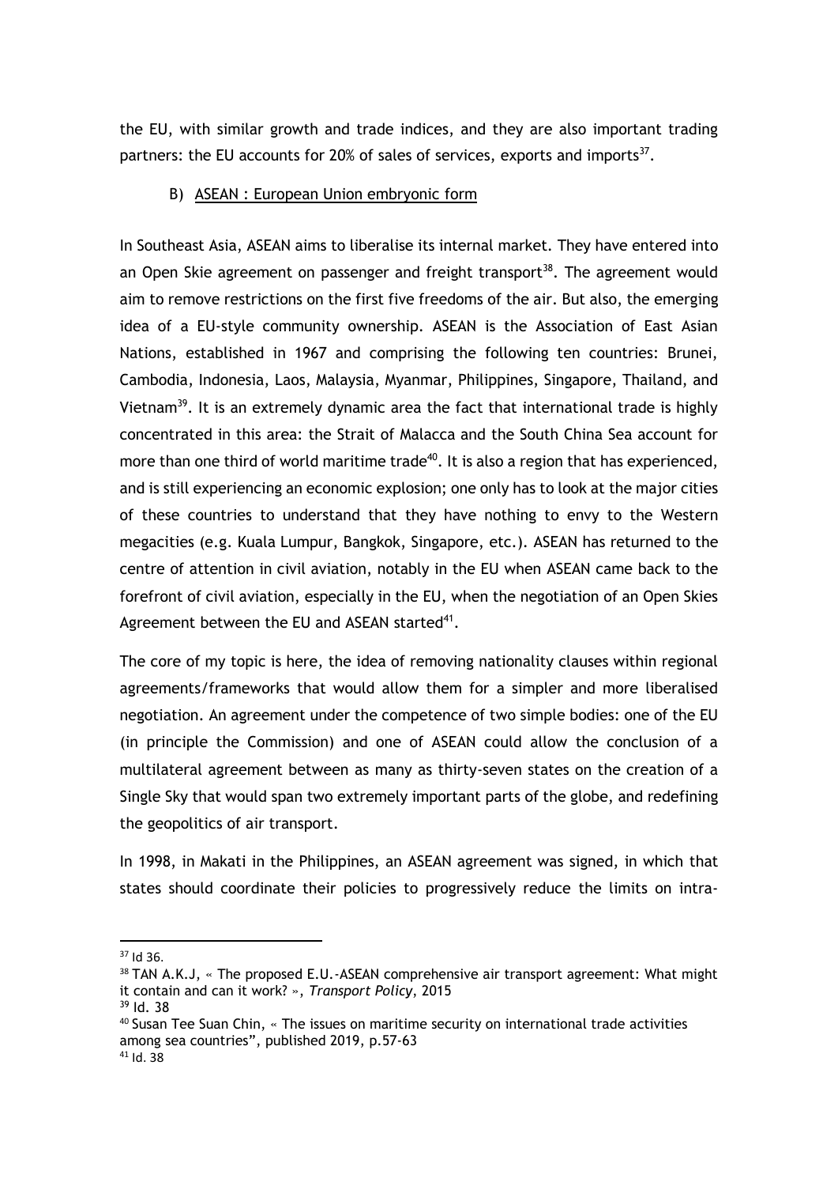the EU, with similar growth and trade indices, and they are also important trading partners: the EU accounts for 20% of sales of services, exports and imports[37].

### B) ASEAN : European Union embryonic form

In Southeast Asia, ASEAN aims to liberalise its internal market. They have entered into an Open Skie agreement on passenger and freight transport[38]. The agreement would aim to remove restrictions on the first five freedoms of the air. But also, the emerging idea of a EU-style community ownership. ASEAN is the Association of East Asian Nations, established in 1967 and comprising the following ten countries: Brunei, Cambodia, Indonesia, Laos, Malaysia, Myanmar, Philippines, Singapore, Thailand, and Vietnam[39]. It is an extremely dynamic area the fact that international trade is highly concentrated in this area: the Strait of Malacca and the South China Sea account for more than one third of world maritime trade[40]. It is also a region that has experienced, and is still experiencing an economic explosion; one only has to look at the major cities of these countries to understand that they have nothing to envy to the Western megacities (e.g. Kuala Lumpur, Bangkok, Singapore, etc.). ASEAN has returned to the centre of attention in civil aviation, notably in the EU when ASEAN came back to the forefront of civil aviation, especially in the EU, when the negotiation of an Open Skies Agreement between the EU and ASEAN started[41].

The core of my topic is here, the idea of removing nationality clauses within regional agreements/frameworks that would allow them for a simpler and more liberalised negotiation. An agreement under the competence of two simple bodies: one of the EU (in principle the Commission) and one of ASEAN could allow the conclusion of a multilateral agreement between as many as thirty-seven states on the creation of a Single Sky that would span two extremely important parts of the globe, and redefining the geopolitics of air transport.

In 1998, in Makati in the Philippines, an ASEAN agreement was signed, in which that states should coordinate their policies to progressively reduce the limits on intra-

---

[37] Id 36.

[38] TAN A.K.J, « The proposed E.U.-ASEAN comprehensive air transport agreement: What might it contain and can it work? », *Transport Policy*, 2015

[39] Id. 38

[40] Susan Tee Suan Chin, « The issues on maritime security on international trade activities among sea countries", published 2019, p.57-63

[41] Id. 38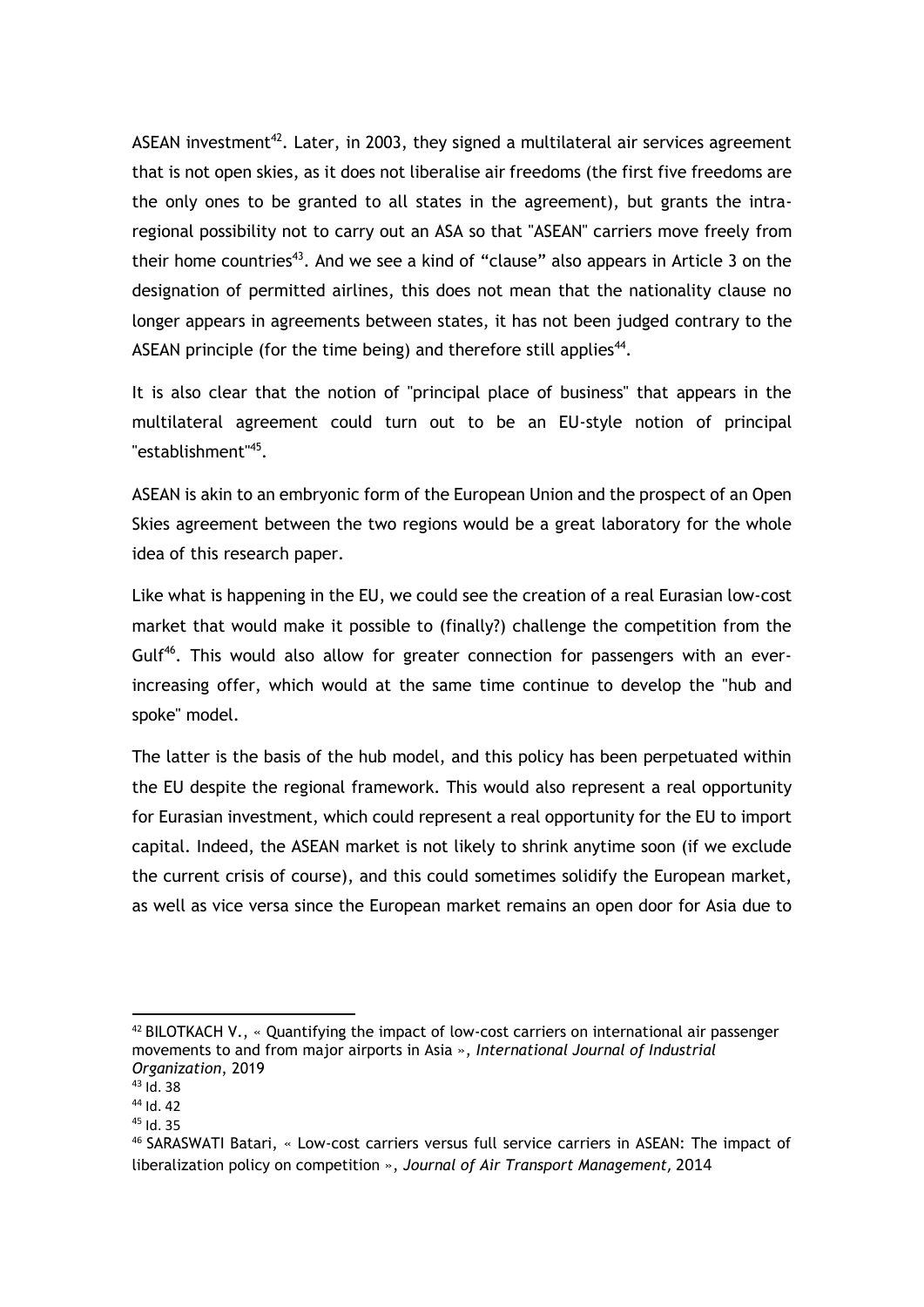ASEAN investment[42]. Later, in 2003, they signed a multilateral air services agreement that is not open skies, as it does not liberalise air freedoms (the first five freedoms are the only ones to be granted to all states in the agreement), but grants the intra-regional possibility not to carry out an ASA so that "ASEAN" carriers move freely from their home countries[43]. And we see a kind of "clause" also appears in Article 3 on the designation of permitted airlines, this does not mean that the nationality clause no longer appears in agreements between states, it has not been judged contrary to the ASEAN principle (for the time being) and therefore still applies[44].

It is also clear that the notion of "principal place of business" that appears in the multilateral agreement could turn out to be an EU-style notion of principal "establishment"[45].

ASEAN is akin to an embryonic form of the European Union and the prospect of an Open Skies agreement between the two regions would be a great laboratory for the whole idea of this research paper.

Like what is happening in the EU, we could see the creation of a real Eurasian low-cost market that would make it possible to (finally?) challenge the competition from the Gulf[46]. This would also allow for greater connection for passengers with an ever-increasing offer, which would at the same time continue to develop the "hub and spoke" model.

The latter is the basis of the hub model, and this policy has been perpetuated within the EU despite the regional framework. This would also represent a real opportunity for Eurasian investment, which could represent a real opportunity for the EU to import capital. Indeed, the ASEAN market is not likely to shrink anytime soon (if we exclude the current crisis of course), and this could sometimes solidify the European market, as well as vice versa since the European market remains an open door for Asia due to

---

[42] BILOTKACH V., « Quantifying the impact of low-cost carriers on international air passenger movements to and from major airports in Asia », *International Journal of Industrial Organization*, 2019

[43] Id. 38

[44] Id. 42

[45] Id. 35

[46] SARASWATI Batari, « Low-cost carriers versus full service carriers in ASEAN: The impact of liberalization policy on competition », *Journal of Air Transport Management,* 2014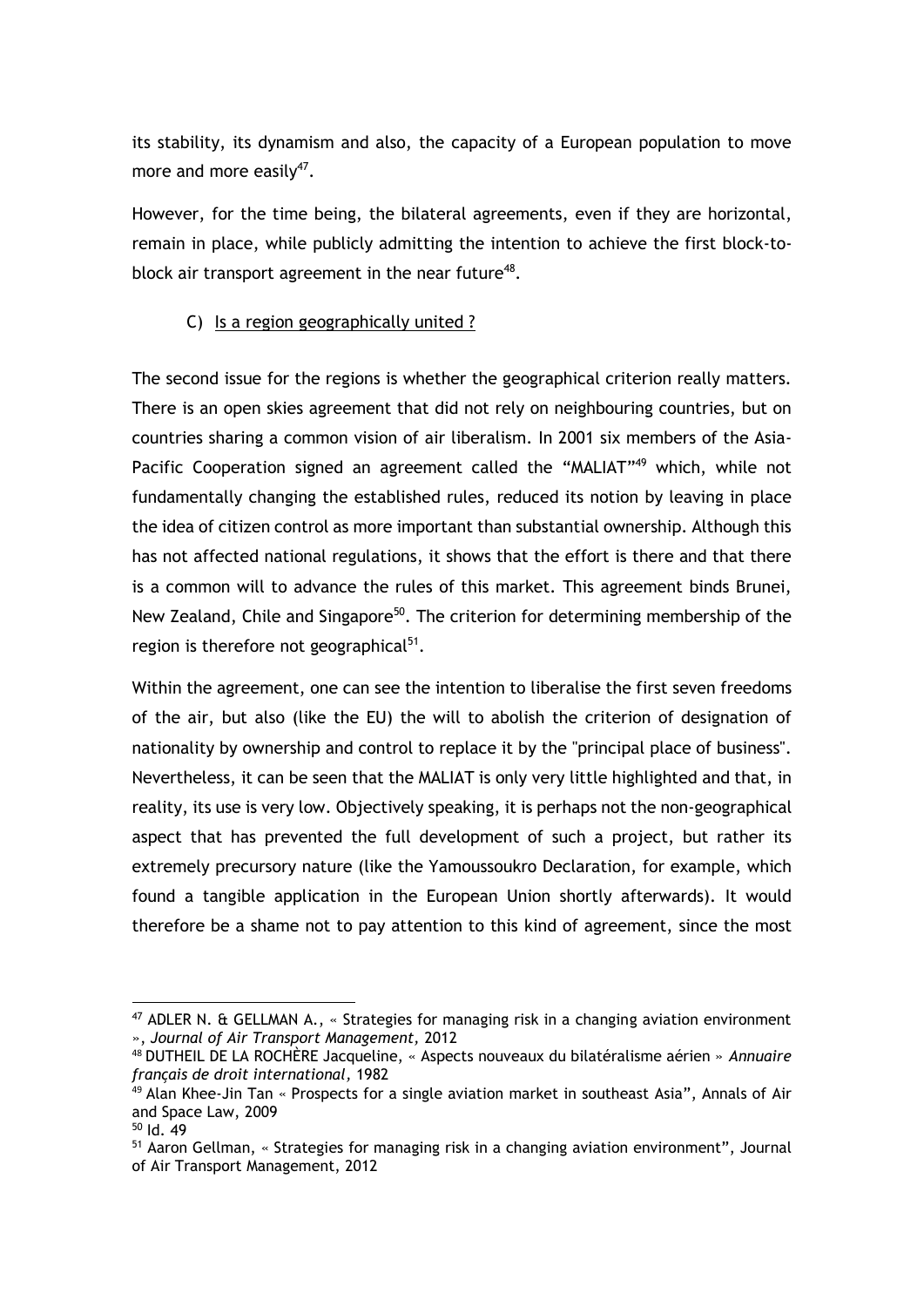its stability, its dynamism and also, the capacity of a European population to move more and more easily[47].

However, for the time being, the bilateral agreements, even if they are horizontal, remain in place, while publicly admitting the intention to achieve the first block-to-block air transport agreement in the near future[48].

### C) Is a region geographically united ?

The second issue for the regions is whether the geographical criterion really matters. There is an open skies agreement that did not rely on neighbouring countries, but on countries sharing a common vision of air liberalism. In 2001 six members of the Asia-Pacific Cooperation signed an agreement called the "MALIAT"[49] which, while not fundamentally changing the established rules, reduced its notion by leaving in place the idea of citizen control as more important than substantial ownership. Although this has not affected national regulations, it shows that the effort is there and that there is a common will to advance the rules of this market. This agreement binds Brunei, New Zealand, Chile and Singapore[50]. The criterion for determining membership of the region is therefore not geographical[51].

Within the agreement, one can see the intention to liberalise the first seven freedoms of the air, but also (like the EU) the will to abolish the criterion of designation of nationality by ownership and control to replace it by the "principal place of business". Nevertheless, it can be seen that the MALIAT is only very little highlighted and that, in reality, its use is very low. Objectively speaking, it is perhaps not the non-geographical aspect that has prevented the full development of such a project, but rather its extremely precursory nature (like the Yamoussoukro Declaration, for example, which found a tangible application in the European Union shortly afterwards). It would therefore be a shame not to pay attention to this kind of agreement, since the most

---

[47] ADLER N. & GELLMAN A., « Strategies for managing risk in a changing aviation environment », *Journal of Air Transport Management,* 2012

[48] DUTHEIL DE LA ROCHÈRE Jacqueline, « Aspects nouveaux du bilatéralisme aérien » *Annuaire français de droit international,* 1982

[49] Alan Khee-Jin Tan « Prospects for a single aviation market in southeast Asia", Annals of Air and Space Law, 2009

[50] Id. 49

[51] Aaron Gellman, « Strategies for managing risk in a changing aviation environment", Journal of Air Transport Management, 2012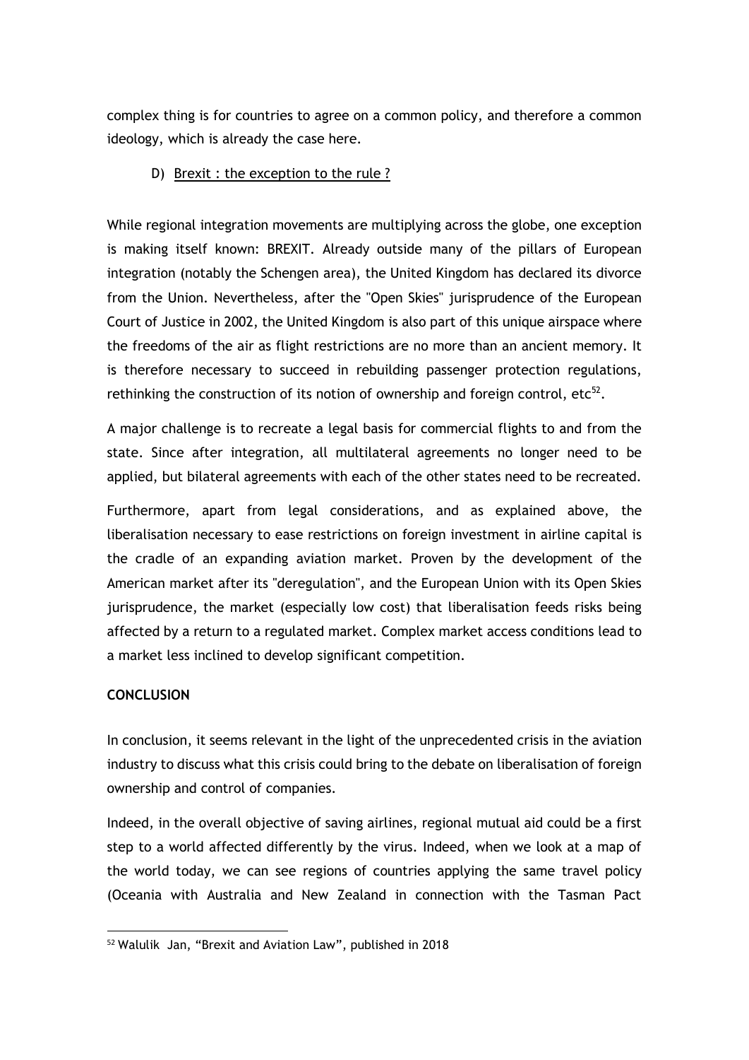complex thing is for countries to agree on a common policy, and therefore a common ideology, which is already the case here.

### D) Brexit : the exception to the rule ?

While regional integration movements are multiplying across the globe, one exception is making itself known: BREXIT. Already outside many of the pillars of European integration (notably the Schengen area), the United Kingdom has declared its divorce from the Union. Nevertheless, after the "Open Skies" jurisprudence of the European Court of Justice in 2002, the United Kingdom is also part of this unique airspace where the freedoms of the air as flight restrictions are no more than an ancient memory. It is therefore necessary to succeed in rebuilding passenger protection regulations, rethinking the construction of its notion of ownership and foreign control, etc[52].

A major challenge is to recreate a legal basis for commercial flights to and from the state. Since after integration, all multilateral agreements no longer need to be applied, but bilateral agreements with each of the other states need to be recreated.

Furthermore, apart from legal considerations, and as explained above, the liberalisation necessary to ease restrictions on foreign investment in airline capital is the cradle of an expanding aviation market. Proven by the development of the American market after its "deregulation", and the European Union with its Open Skies jurisprudence, the market (especially low cost) that liberalisation feeds risks being affected by a return to a regulated market. Complex market access conditions lead to a market less inclined to develop significant competition.

## CONCLUSION

In conclusion, it seems relevant in the light of the unprecedented crisis in the aviation industry to discuss what this crisis could bring to the debate on liberalisation of foreign ownership and control of companies.

Indeed, in the overall objective of saving airlines, regional mutual aid could be a first step to a world affected differently by the virus. Indeed, when we look at a map of the world today, we can see regions of countries applying the same travel policy (Oceania with Australia and New Zealand in connection with the Tasman Pact

---

[52] Walulik Jan, "Brexit and Aviation Law", published in 2018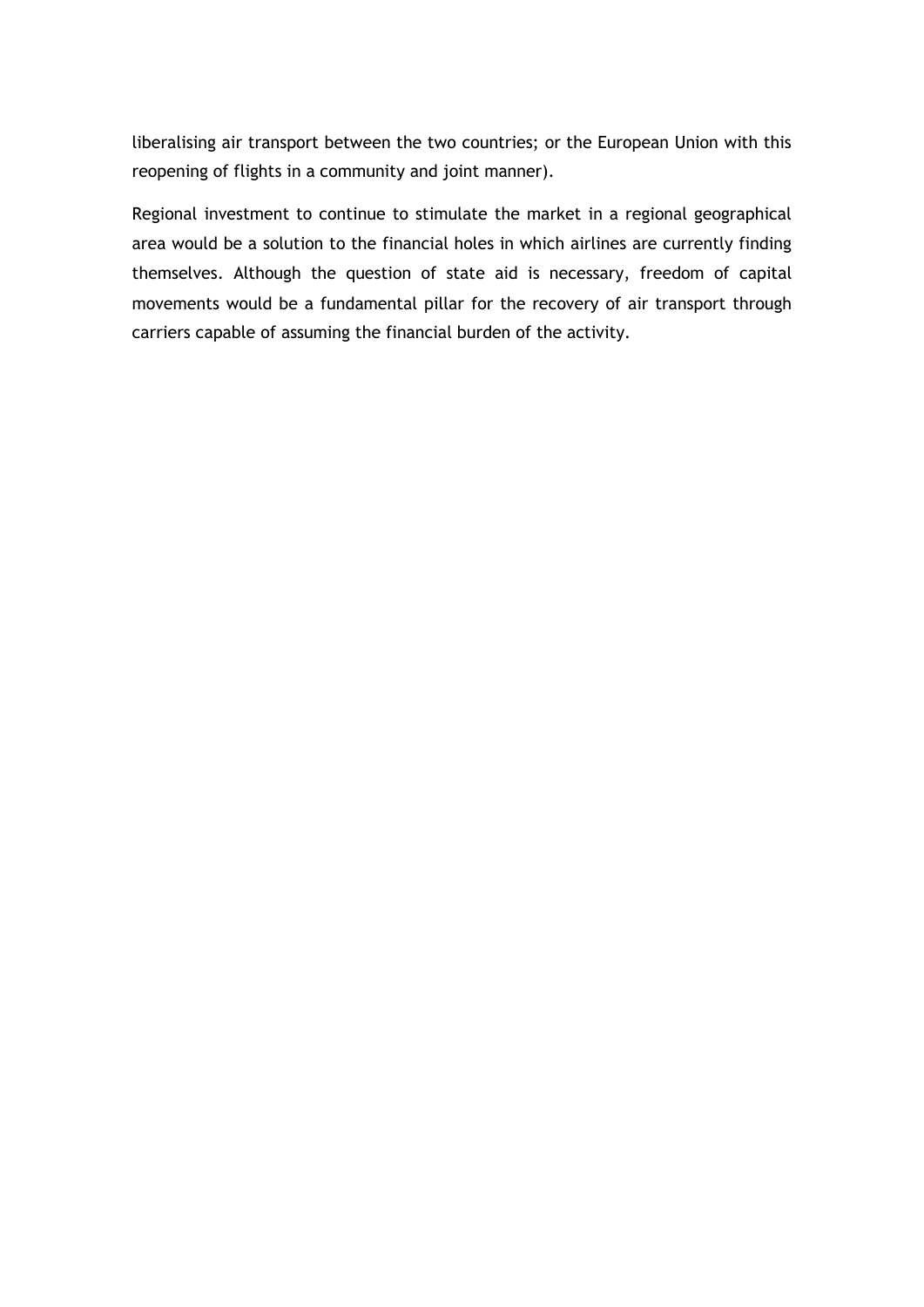liberalising air transport between the two countries; or the European Union with this reopening of flights in a community and joint manner).

Regional investment to continue to stimulate the market in a regional geographical area would be a solution to the financial holes in which airlines are currently finding themselves. Although the question of state aid is necessary, freedom of capital movements would be a fundamental pillar for the recovery of air transport through carriers capable of assuming the financial burden of the activity.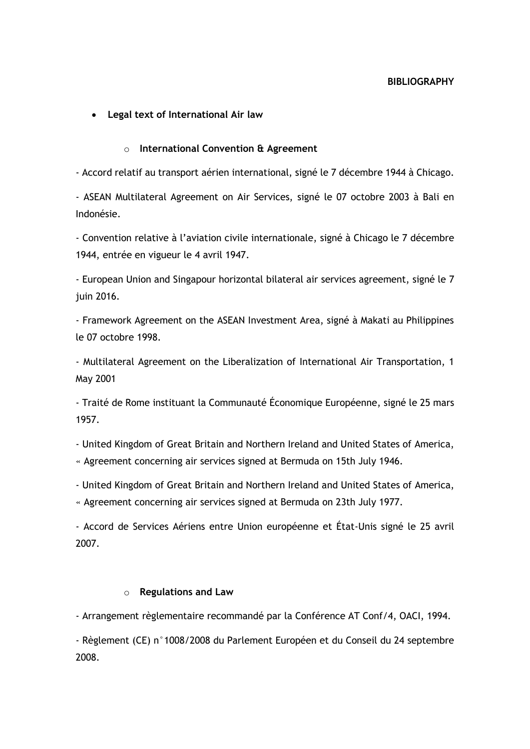**BIBLIOGRAPHY**

- **Legal text of International Air law**

    - **International Convention & Agreement**

- Accord relatif au transport aérien international, signé le 7 décembre 1944 à Chicago.

- ASEAN Multilateral Agreement on Air Services, signé le 07 octobre 2003 à Bali en Indonésie.

- Convention relative à l'aviation civile internationale, signé à Chicago le 7 décembre 1944, entrée en vigueur le 4 avril 1947.

- European Union and Singapour horizontal bilateral air services agreement, signé le 7 juin 2016.

- Framework Agreement on the ASEAN Investment Area, signé à Makati au Philippines le 07 octobre 1998.

- Multilateral Agreement on the Liberalization of International Air Transportation, 1 May 2001

- Traité de Rome instituant la Communauté Économique Européenne, signé le 25 mars 1957.

- United Kingdom of Great Britain and Northern Ireland and United States of America, « Agreement concerning air services signed at Bermuda on 15th July 1946.

- United Kingdom of Great Britain and Northern Ireland and United States of America, « Agreement concerning air services signed at Bermuda on 23th July 1977.

- Accord de Services Aériens entre Union européenne et État-Unis signé le 25 avril 2007.

    - **Regulations and Law**

- Arrangement règlementaire recommandé par la Conférence AT Conf/4, OACI, 1994.

- Règlement (CE) n°1008/2008 du Parlement Européen et du Conseil du 24 septembre 2008.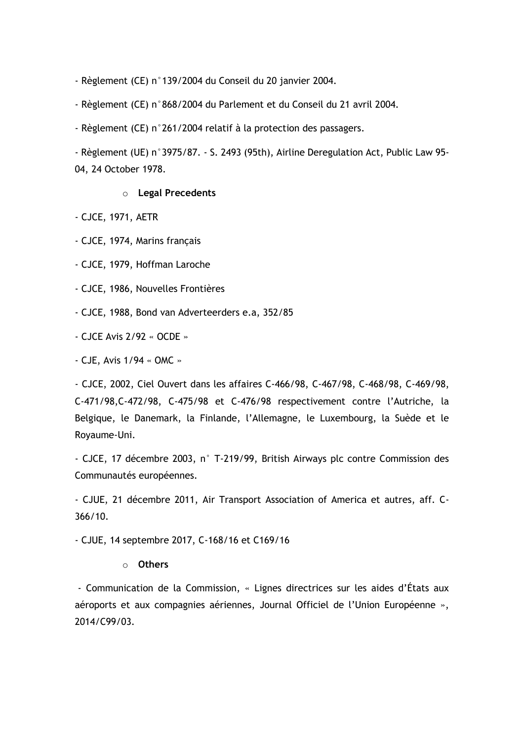- Règlement (CE) n°139/2004 du Conseil du 20 janvier 2004.

- Règlement (CE) n°868/2004 du Parlement et du Conseil du 21 avril 2004.

- Règlement (CE) n°261/2004 relatif à la protection des passagers.

- Règlement (UE) n°3975/87. - S. 2493 (95th), Airline Deregulation Act, Public Law 95-04, 24 October 1978.

- **Legal Precedents**

- CJCE, 1971, AETR

- CJCE, 1974, Marins français

- CJCE, 1979, Hoffman Laroche

- CJCE, 1986, Nouvelles Frontières

- CJCE, 1988, Bond van Adverteerders e.a, 352/85

- CJCE Avis 2/92 « OCDE »

- CJE, Avis 1/94 « OMC »

- CJCE, 2002, Ciel Ouvert dans les affaires C-466/98, C-467/98, C-468/98, C-469/98, C-471/98,C-472/98, C-475/98 et C-476/98 respectivement contre l'Autriche, la Belgique, le Danemark, la Finlande, l'Allemagne, le Luxembourg, la Suède et le Royaume-Uni.

- CJCE, 17 décembre 2003, n° T-219/99, British Airways plc contre Commission des Communautés européennes.

- CJUE, 21 décembre 2011, Air Transport Association of America et autres, aff. C-366/10.

- CJUE, 14 septembre 2017, C-168/16 et C169/16

- **Others**

- Communication de la Commission, « Lignes directrices sur les aides d'États aux aéroports et aux compagnies aériennes, Journal Officiel de l'Union Européenne », 2014/C99/03.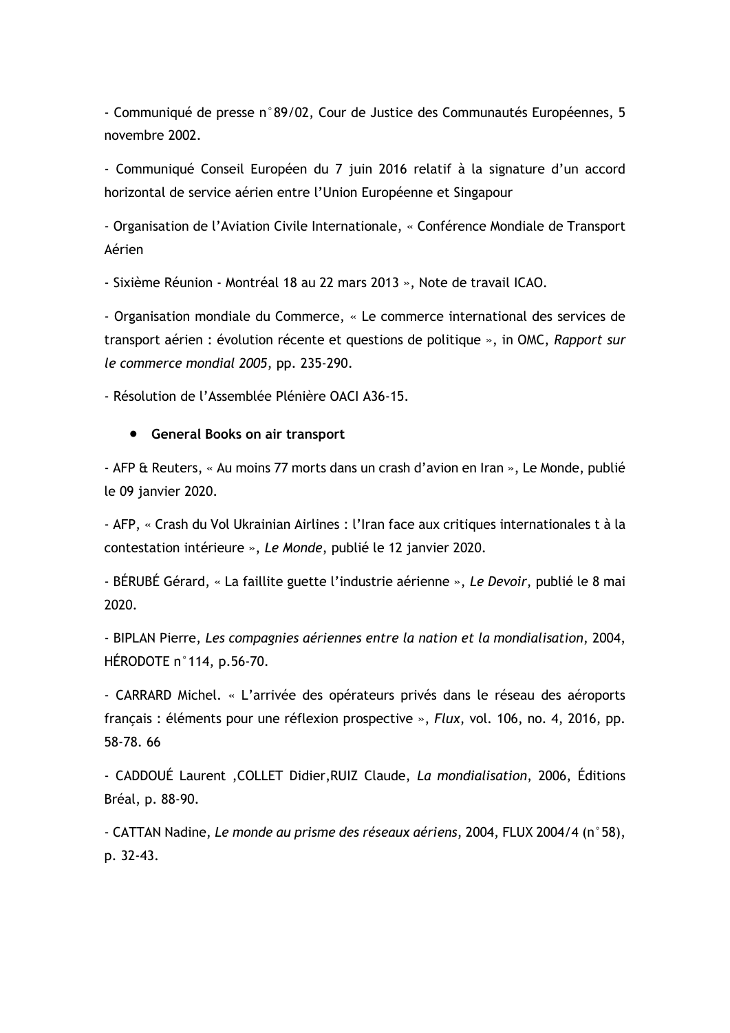- Communiqué de presse n°89/02, Cour de Justice des Communautés Européennes, 5 novembre 2002.

- Communiqué Conseil Européen du 7 juin 2016 relatif à la signature d'un accord horizontal de service aérien entre l'Union Européenne et Singapour

- Organisation de l'Aviation Civile Internationale, « Conférence Mondiale de Transport Aérien

- Sixième Réunion - Montréal 18 au 22 mars 2013 », Note de travail ICAO.

- Organisation mondiale du Commerce, « Le commerce international des services de transport aérien : évolution récente et questions de politique », in OMC, *Rapport sur le commerce mondial 2005*, pp. 235-290.

- Résolution de l'Assemblée Plénière OACI A36-15.

- **General Books on air transport**

- AFP & Reuters, « Au moins 77 morts dans un crash d'avion en Iran », Le Monde, publié le 09 janvier 2020.

- AFP, « Crash du Vol Ukrainian Airlines : l'Iran face aux critiques internationales t à la contestation intérieure », *Le Monde*, publié le 12 janvier 2020.

- BÉRUBÉ Gérard, « La faillite guette l'industrie aérienne », *Le Devoir*, publié le 8 mai 2020.

- BIPLAN Pierre, *Les compagnies aériennes entre la nation et la mondialisation*, 2004, HÉRODOTE n°114, p.56-70.

- CARRARD Michel. « L'arrivée des opérateurs privés dans le réseau des aéroports français : éléments pour une réflexion prospective », *Flux*, vol. 106, no. 4, 2016, pp. 58-78. 66

- CADDOUÉ Laurent ,COLLET Didier,RUIZ Claude, *La mondialisation*, 2006, Éditions Bréal, p. 88-90.

- CATTAN Nadine, *Le monde au prisme des réseaux aériens*, 2004, FLUX 2004/4 (n°58), p. 32-43.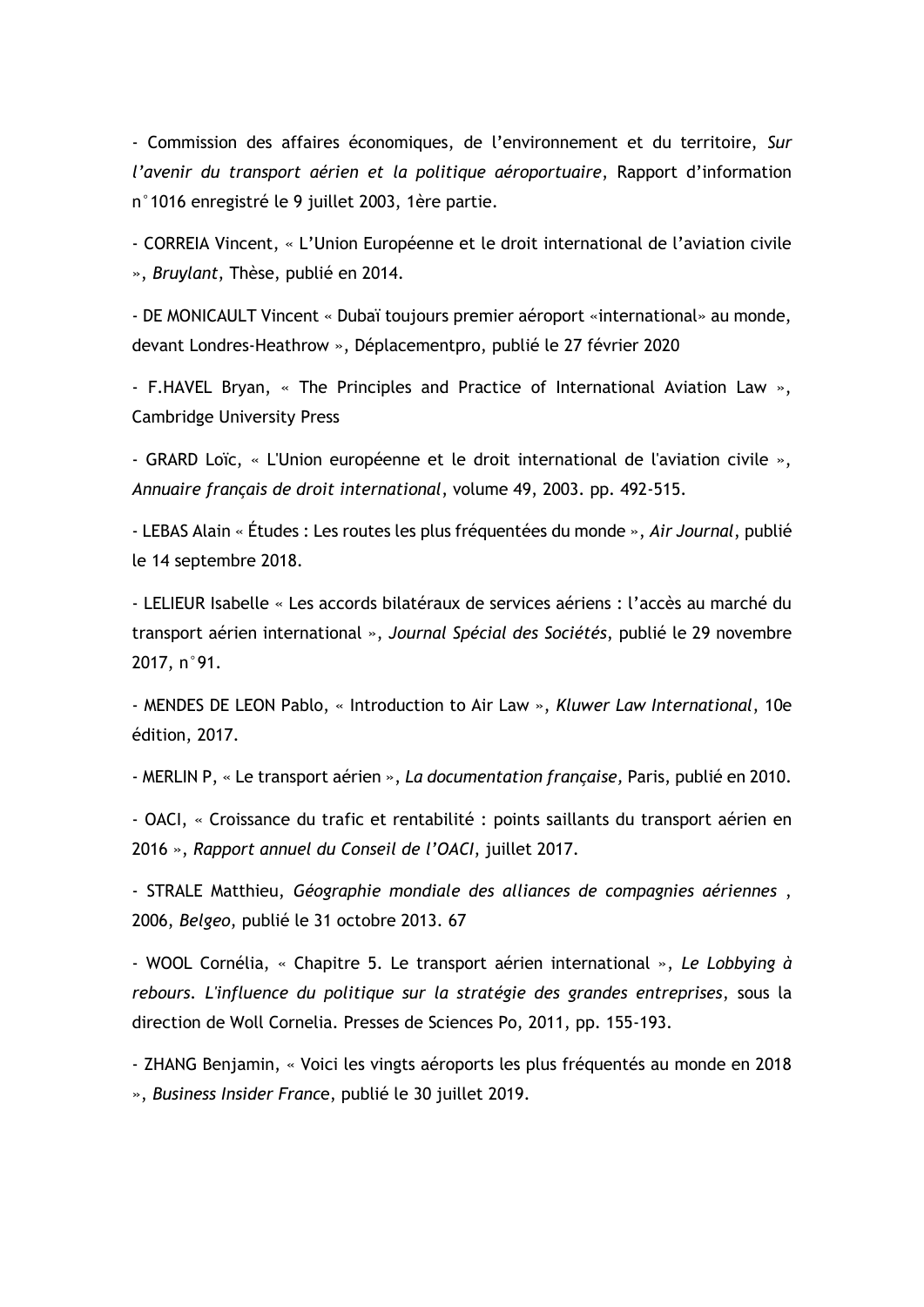- Commission des affaires économiques, de l'environnement et du territoire, *Sur l'avenir du transport aérien et la politique aéroportuaire*, Rapport d'information n°1016 enregistré le 9 juillet 2003, 1ère partie.

- CORREIA Vincent, « L'Union Européenne et le droit international de l'aviation civile », *Bruylant*, Thèse, publié en 2014.

- DE MONICAULT Vincent « Dubaï toujours premier aéroport «international» au monde, devant Londres-Heathrow », Déplacementpro, publié le 27 février 2020

- F.HAVEL Bryan, « The Principles and Practice of International Aviation Law », Cambridge University Press

- GRARD Loïc, « L'Union européenne et le droit international de l'aviation civile », *Annuaire français de droit international*, volume 49, 2003. pp. 492-515.

- LEBAS Alain « Études : Les routes les plus fréquentées du monde », *Air Journal*, publié le 14 septembre 2018.

- LELIEUR Isabelle « Les accords bilatéraux de services aériens : l'accès au marché du transport aérien international », *Journal Spécial des Sociétés*, publié le 29 novembre 2017, n°91.

- MENDES DE LEON Pablo, « Introduction to Air Law », *Kluwer Law International*, 10e édition, 2017.

- MERLIN P, « Le transport aérien », *La documentation française,* Paris, publié en 2010.

- OACI, « Croissance du trafic et rentabilité : points saillants du transport aérien en 2016 », *Rapport annuel du Conseil de l'OACI*, juillet 2017.

- STRALE Matthieu, *Géographie mondiale des alliances de compagnies aériennes* , 2006, *Belgeo*, publié le 31 octobre 2013. 67

- WOOL Cornélia, « Chapitre 5. Le transport aérien international », *Le Lobbying à rebours. L'influence du politique sur la stratégie des grandes entreprises*, sous la direction de Woll Cornelia. Presses de Sciences Po, 2011, pp. 155-193.

- ZHANG Benjamin, « Voici les vingts aéroports les plus fréquentés au monde en 2018 », *Business Insider France*, publié le 30 juillet 2019.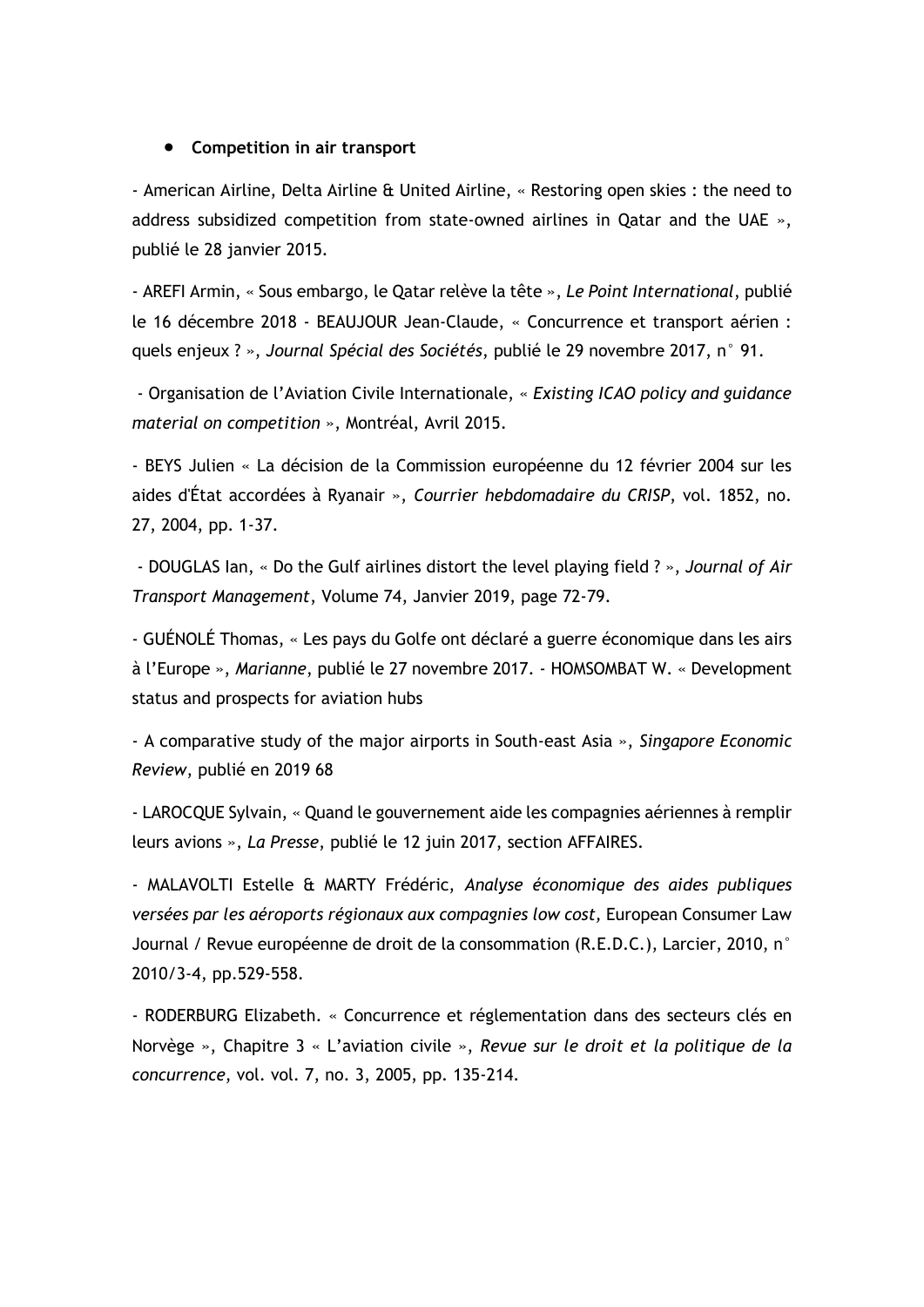- **Competition in air transport**

- American Airline, Delta Airline & United Airline, « Restoring open skies : the need to address subsidized competition from state-owned airlines in Qatar and the UAE », publié le 28 janvier 2015.

- AREFI Armin, « Sous embargo, le Qatar relève la tête », *Le Point International*, publié le 16 décembre 2018 - BEAUJOUR Jean-Claude, « Concurrence et transport aérien : quels enjeux ? », *Journal Spécial des Sociétés*, publié le 29 novembre 2017, n° 91.

- Organisation de l'Aviation Civile Internationale, « *Existing ICAO policy and guidance material on competition* », Montréal, Avril 2015.

- BEYS Julien « La décision de la Commission européenne du 12 février 2004 sur les aides d'État accordées à Ryanair », *Courrier hebdomadaire du CRISP*, vol. 1852, no. 27, 2004, pp. 1-37.

- DOUGLAS Ian, « Do the Gulf airlines distort the level playing field ? », *Journal of Air Transport Management*, Volume 74, Janvier 2019, page 72-79.

- GUÉNOLÉ Thomas, « Les pays du Golfe ont déclaré a guerre économique dans les airs à l'Europe », *Marianne*, publié le 27 novembre 2017. - HOMSOMBAT W. « Development status and prospects for aviation hubs

- A comparative study of the major airports in South-east Asia », *Singapore Economic Review*, publié en 2019 68

- LAROCQUE Sylvain, « Quand le gouvernement aide les compagnies aériennes à remplir leurs avions », *La Presse*, publié le 12 juin 2017, section AFFAIRES.

- MALAVOLTI Estelle & MARTY Frédéric, *Analyse économique des aides publiques versées par les aéroports régionaux aux compagnies low cost,* European Consumer Law Journal / Revue européenne de droit de la consommation (R.E.D.C.), Larcier, 2010, n° 2010/3-4, pp.529-558.

- RODERBURG Elizabeth. « Concurrence et réglementation dans des secteurs clés en Norvège », Chapitre 3 « L'aviation civile », *Revue sur le droit et la politique de la concurrence*, vol. vol. 7, no. 3, 2005, pp. 135-214.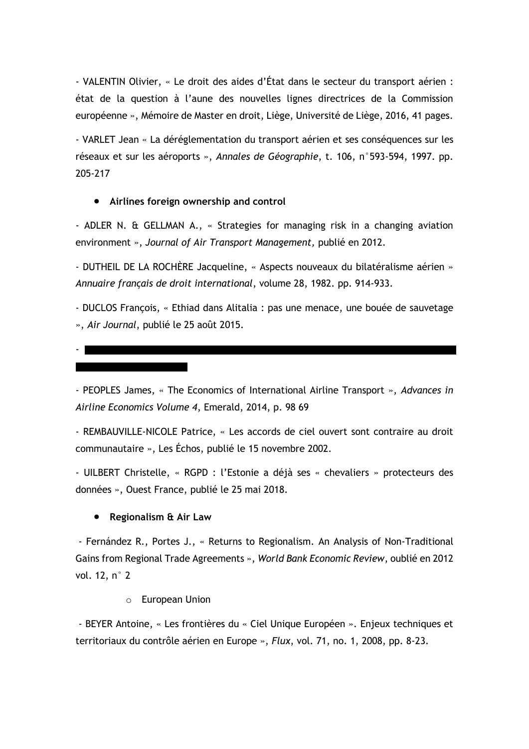- VALENTIN Olivier, « Le droit des aides d'État dans le secteur du transport aérien : état de la question à l'aune des nouvelles lignes directrices de la Commission européenne », Mémoire de Master en droit, Liège, Université de Liège, 2016, 41 pages.

- VARLET Jean « La déréglementation du transport aérien et ses conséquences sur les réseaux et sur les aéroports », *Annales de Géographie*, t. 106, n°593-594, 1997. pp. 205-217

- **Airlines foreign ownership and control**

- ADLER N. & GELLMAN A., « Strategies for managing risk in a changing aviation environment », *Journal of Air Transport Management,* publié en 2012.

- DUTHEIL DE LA ROCHÈRE Jacqueline, « Aspects nouveaux du bilatéralisme aérien » *Annuaire français de droit international*, volume 28, 1982. pp. 914-933.

- DUCLOS François, « Ethiad dans Alitalia : pas une menace, une bouée de sauvetage », *Air Journal*, publié le 25 août 2015.

- 

- PEOPLES James, « The Economics of International Airline Transport », *Advances in Airline Economics Volume 4*, Emerald, 2014, p. 98 69

- REMBAUVILLE-NICOLE Patrice, « Les accords de ciel ouvert sont contraire au droit communautaire », Les Échos, publié le 15 novembre 2002.

- UILBERT Christelle, « RGPD : l'Estonie a déjà ses « chevaliers » protecteurs des données », Ouest France, publié le 25 mai 2018.

- **Regionalism & Air Law**

- Fernández R., Portes J., « Returns to Regionalism. An Analysis of Non-Traditional Gains from Regional Trade Agreements », *World Bank Economic Review*, oublié en 2012 vol. 12, n° 2

  - European Union

- BEYER Antoine, « Les frontières du « Ciel Unique Européen ». Enjeux techniques et territoriaux du contrôle aérien en Europe », *Flux*, vol. 71, no. 1, 2008, pp. 8-23.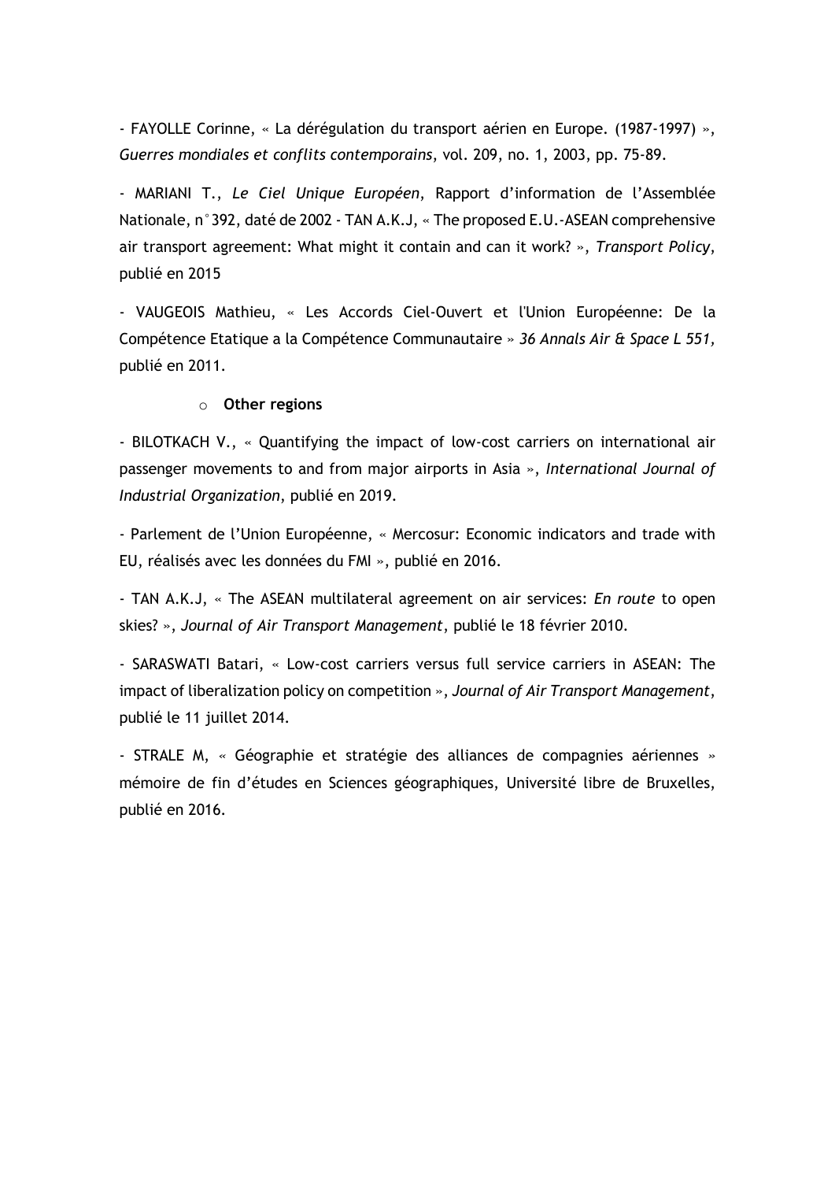- FAYOLLE Corinne, « La dérégulation du transport aérien en Europe. (1987-1997) », *Guerres mondiales et conflits contemporains*, vol. 209, no. 1, 2003, pp. 75-89.

- MARIANI T., *Le Ciel Unique Européen*, Rapport d'information de l'Assemblée Nationale, n°392, daté de 2002 - TAN A.K.J, « The proposed E.U.-ASEAN comprehensive air transport agreement: What might it contain and can it work? », *Transport Policy*, publié en 2015

- VAUGEOIS Mathieu, « Les Accords Ciel-Ouvert et l'Union Européenne: De la Compétence Etatique a la Compétence Communautaire » *36 Annals Air & Space L 551,* publié en 2011.

- **Other regions**

- BILOTKACH V., « Quantifying the impact of low-cost carriers on international air passenger movements to and from major airports in Asia », *International Journal of Industrial Organization*, publié en 2019.

- Parlement de l'Union Européenne, « Mercosur: Economic indicators and trade with EU, réalisés avec les données du FMI », publié en 2016.

- TAN A.K.J, « The ASEAN multilateral agreement on air services: *En route* to open skies? », *Journal of Air Transport Management*, publié le 18 février 2010.

- SARASWATI Batari, « Low-cost carriers versus full service carriers in ASEAN: The impact of liberalization policy on competition », *Journal of Air Transport Management*, publié le 11 juillet 2014.

- STRALE M, « Géographie et stratégie des alliances de compagnies aériennes » mémoire de fin d'études en Sciences géographiques, Université libre de Bruxelles, publié en 2016.